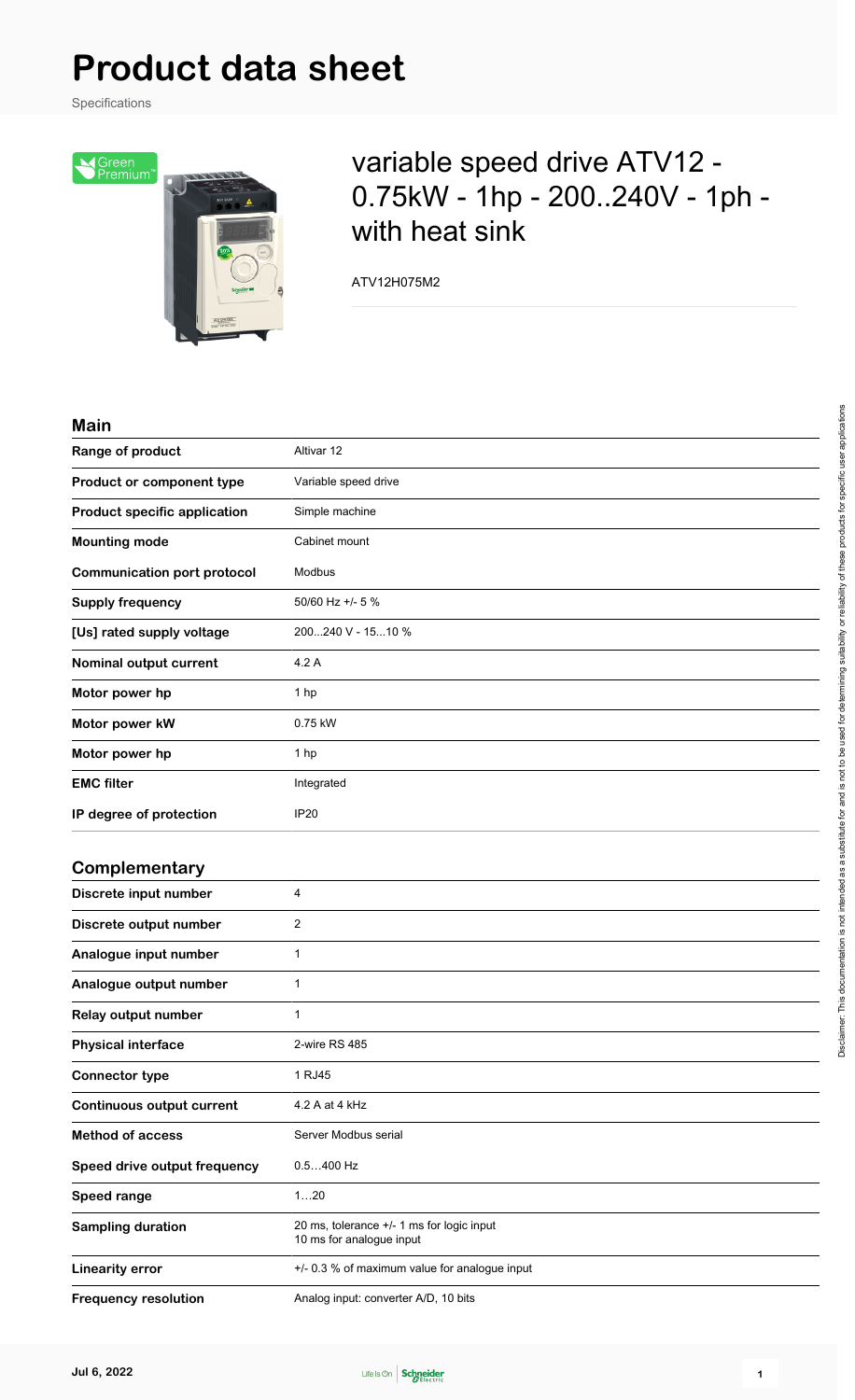# Product data sheet

Specifications

## variable speed drive ATV12 - 0.75kW - 1hp - 200..240V - 1ph - with heat sink

ATV12H075M2

### Main

| | |
|---|---|
| **Range of product** | Altivar 12 |
| **Product or component type** | Variable speed drive |
| **Product specific application** | Simple machine |
| **Mounting mode** | Cabinet mount |
| **Communication port protocol** | Modbus |
| **Supply frequency** | 50/60 Hz +/- 5 % |
| **[Us] rated supply voltage** | 200...240 V - 15...10 % |
| **Nominal output current** | 4.2 A |
| **Motor power hp** | 1 hp |
| **Motor power kW** | 0.75 kW |
| **Motor power hp** | 1 hp |
| **EMC filter** | Integrated |
| **IP degree of protection** | IP20 |

### Complementary

| | |
|---|---|
| **Discrete input number** | 4 |
| **Discrete output number** | 2 |
| **Analogue input number** | 1 |
| **Analogue output number** | 1 |
| **Relay output number** | 1 |
| **Physical interface** | 2-wire RS 485 |
| **Connector type** | 1 RJ45 |
| **Continuous output current** | 4.2 A at 4 kHz |
| **Method of access** | Server Modbus serial |
| **Speed drive output frequency** | 0.5…400 Hz |
| **Speed range** | 1…20 |
| **Sampling duration** | 20 ms, tolerance +/- 1 ms for logic input<br>10 ms for analogue input |
| **Linearity error** | +/- 0.3 % of maximum value for analogue input |
| **Frequency resolution** | Analog input: converter A/D, 10 bits |

Disclaimer: This documentation is not intended as a substitute for and is not to be used for determining suitability or reliability of these products for specific user applications

Jul 6, 2022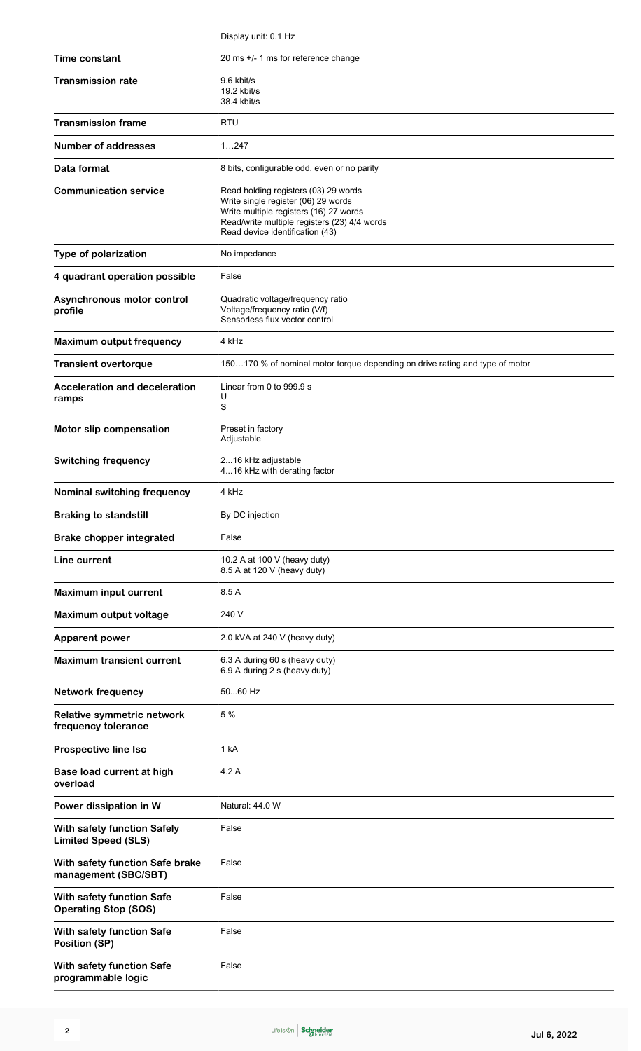| | |
|---|---|
| | Display unit: 0.1 Hz |
| **Time constant** | 20 ms +/- 1 ms for reference change |
| **Transmission rate** | 9.6 kbit/s<br>19.2 kbit/s<br>38.4 kbit/s |
| **Transmission frame** | RTU |
| **Number of addresses** | 1…247 |
| **Data format** | 8 bits, configurable odd, even or no parity |
| **Communication service** | Read holding registers (03) 29 words<br>Write single register (06) 29 words<br>Write multiple registers (16) 27 words<br>Read/write multiple registers (23) 4/4 words<br>Read device identification (43) |
| **Type of polarization** | No impedance |
| **4 quadrant operation possible** | False |
| **Asynchronous motor control profile** | Quadratic voltage/frequency ratio<br>Voltage/frequency ratio (V/f)<br>Sensorless flux vector control |
| **Maximum output frequency** | 4 kHz |
| **Transient overtorque** | 150…170 % of nominal motor torque depending on drive rating and type of motor |
| **Acceleration and deceleration ramps** | Linear from 0 to 999.9 s<br>U<br>S |
| **Motor slip compensation** | Preset in factory<br>Adjustable |
| **Switching frequency** | 2...16 kHz adjustable<br>4...16 kHz with derating factor |
| **Nominal switching frequency** | 4 kHz |
| **Braking to standstill** | By DC injection |
| **Brake chopper integrated** | False |
| **Line current** | 10.2 A at 100 V (heavy duty)<br>8.5 A at 120 V (heavy duty) |
| **Maximum input current** | 8.5 A |
| **Maximum output voltage** | 240 V |
| **Apparent power** | 2.0 kVA at 240 V (heavy duty) |
| **Maximum transient current** | 6.3 A during 60 s (heavy duty)<br>6.9 A during 2 s (heavy duty) |
| **Network frequency** | 50...60 Hz |
| **Relative symmetric network frequency tolerance** | 5 % |
| **Prospective line Isc** | 1 kA |
| **Base load current at high overload** | 4.2 A |
| **Power dissipation in W** | Natural: 44.0 W |
| **With safety function Safely Limited Speed (SLS)** | False |
| **With safety function Safe brake management (SBC/SBT)** | False |
| **With safety function Safe Operating Stop (SOS)** | False |
| **With safety function Safe Position (SP)** | False |
| **With safety function Safe programmable logic** | False |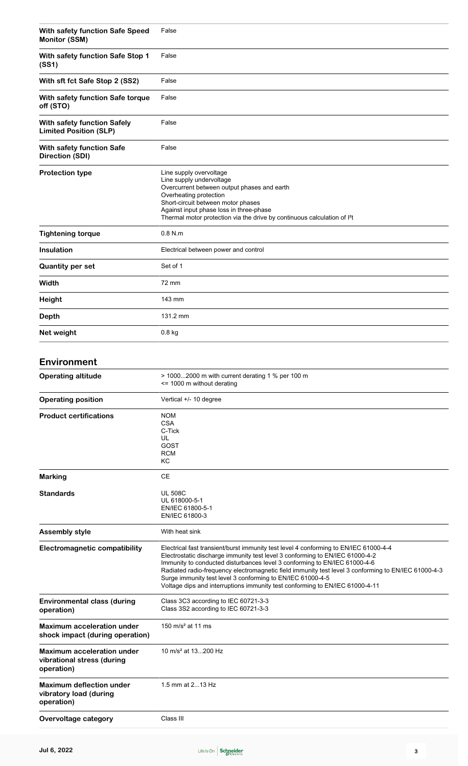| | |
|---|---|
| **With safety function Safe Speed Monitor (SSM)** | False |
| **With safety function Safe Stop 1 (SS1)** | False |
| **With sft fct Safe Stop 2 (SS2)** | False |
| **With safety function Safe torque off (STO)** | False |
| **With safety function Safely Limited Position (SLP)** | False |
| **With safety function Safe Direction (SDI)** | False |
| **Protection type** | Line supply overvoltage<br>Line supply undervoltage<br>Overcurrent between output phases and earth<br>Overheating protection<br>Short-circuit between motor phases<br>Against input phase loss in three-phase<br>Thermal motor protection via the drive by continuous calculation of $I^2t$ |
| **Tightening torque** | 0.8 N.m |
| **Insulation** | Electrical between power and control |
| **Quantity per set** | Set of 1 |
| **Width** | 72 mm |
| **Height** | 143 mm |
| **Depth** | 131.2 mm |
| **Net weight** | 0.8 kg |

## Environment

| | |
|---|---|
| **Operating altitude** | > 1000...2000 m with current derating 1 % per 100 m<br><= 1000 m without derating |
| **Operating position** | Vertical +/- 10 degree |
| **Product certifications** | NOM<br>CSA<br>C-Tick<br>UL<br>GOST<br>RCM<br>KC |
| **Marking** | CE |
| **Standards** | UL 508C<br>UL 618000-5-1<br>EN/IEC 61800-5-1<br>EN/IEC 61800-3 |
| **Assembly style** | With heat sink |
| **Electromagnetic compatibility** | Electrical fast transient/burst immunity test level 4 conforming to EN/IEC 61000-4-4<br>Electrostatic discharge immunity test level 3 conforming to EN/IEC 61000-4-2<br>Immunity to conducted disturbances level 3 conforming to EN/IEC 61000-4-6<br>Radiated radio-frequency electromagnetic field immunity test level 3 conforming to EN/IEC 61000-4-3<br>Surge immunity test level 3 conforming to EN/IEC 61000-4-5<br>Voltage dips and interruptions immunity test conforming to EN/IEC 61000-4-11 |
| **Environmental class (during operation)** | Class 3C3 according to IEC 60721-3-3<br>Class 3S2 according to IEC 60721-3-3 |
| **Maximum acceleration under shock impact (during operation)** | 150 $m/s^2$ at 11 ms |
| **Maximum acceleration under vibrational stress (during operation)** | 10 $m/s^2$ at 13...200 Hz |
| **Maximum deflection under vibratory load (during operation)** | 1.5 mm at 2...13 Hz |
| **Overvoltage category** | Class III |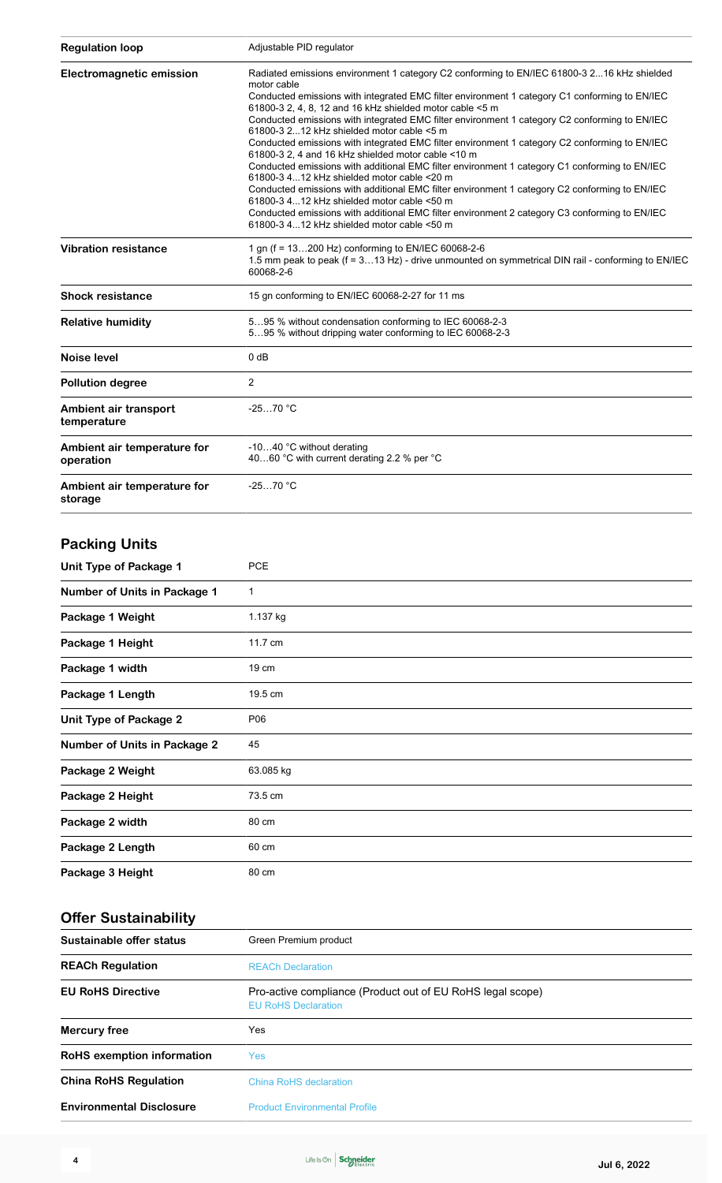| | |
|---|---|
| **Regulation loop** | Adjustable PID regulator |
| **Electromagnetic emission** | Radiated emissions environment 1 category C2 conforming to EN/IEC 61800-3 2...16 kHz shielded motor cable<br>Conducted emissions with integrated EMC filter environment 1 category C1 conforming to EN/IEC 61800-3 2, 4, 8, 12 and 16 kHz shielded motor cable <5 m<br>Conducted emissions with integrated EMC filter environment 1 category C2 conforming to EN/IEC 61800-3 2...12 kHz shielded motor cable <5 m<br>Conducted emissions with integrated EMC filter environment 1 category C2 conforming to EN/IEC 61800-3 2, 4 and 16 kHz shielded motor cable <10 m<br>Conducted emissions with additional EMC filter environment 1 category C1 conforming to EN/IEC 61800-3 4...12 kHz shielded motor cable <20 m<br>Conducted emissions with additional EMC filter environment 1 category C2 conforming to EN/IEC 61800-3 4...12 kHz shielded motor cable <50 m<br>Conducted emissions with additional EMC filter environment 2 category C3 conforming to EN/IEC 61800-3 4...12 kHz shielded motor cable <50 m |
| **Vibration resistance** | 1 gn (f = 13…200 Hz) conforming to EN/IEC 60068-2-6<br>1.5 mm peak to peak (f = 3…13 Hz) - drive unmounted on symmetrical DIN rail - conforming to EN/IEC 60068-2-6 |
| **Shock resistance** | 15 gn conforming to EN/IEC 60068-2-27 for 11 ms |
| **Relative humidity** | 5…95 % without condensation conforming to IEC 60068-2-3<br>5…95 % without dripping water conforming to IEC 60068-2-3 |
| **Noise level** | 0 dB |
| **Pollution degree** | 2 |
| **Ambient air transport temperature** | -25…70 °C |
| **Ambient air temperature for operation** | -10…40 °C without derating<br>40…60 °C with current derating 2.2 % per °C |
| **Ambient air temperature for storage** | -25…70 °C |

## Packing Units

| | |
|---|---|
| **Unit Type of Package 1** | PCE |
| **Number of Units in Package 1** | 1 |
| **Package 1 Weight** | 1.137 kg |
| **Package 1 Height** | 11.7 cm |
| **Package 1 width** | 19 cm |
| **Package 1 Length** | 19.5 cm |
| **Unit Type of Package 2** | P06 |
| **Number of Units in Package 2** | 45 |
| **Package 2 Weight** | 63.085 kg |
| **Package 2 Height** | 73.5 cm |
| **Package 2 width** | 80 cm |
| **Package 2 Length** | 60 cm |
| **Package 3 Height** | 80 cm |

## Offer Sustainability

| | |
|---|---|
| **Sustainable offer status** | Green Premium product |
| **REACh Regulation** | REACh Declaration |
| **EU RoHS Directive** | Pro-active compliance (Product out of EU RoHS legal scope)<br>EU RoHS Declaration |
| **Mercury free** | Yes |
| **RoHS exemption information** | Yes |
| **China RoHS Regulation** | China RoHS declaration |
| **Environmental Disclosure** | Product Environmental Profile |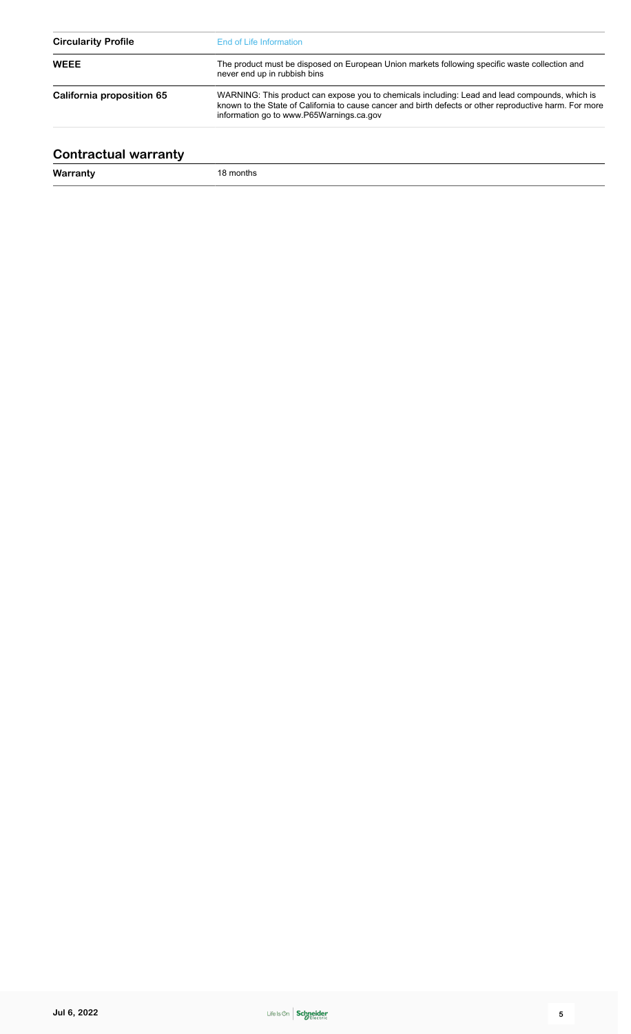| | |
|---|---|
| **Circularity Profile** | End of Life Information |
| **WEEE** | The product must be disposed on European Union markets following specific waste collection and never end up in rubbish bins |
| **California proposition 65** | WARNING: This product can expose you to chemicals including: Lead and lead compounds, which is known to the State of California to cause cancer and birth defects or other reproductive harm. For more information go to www.P65Warnings.ca.gov |

## Contractual warranty

| | |
|---|---|
| **Warranty** | 18 months |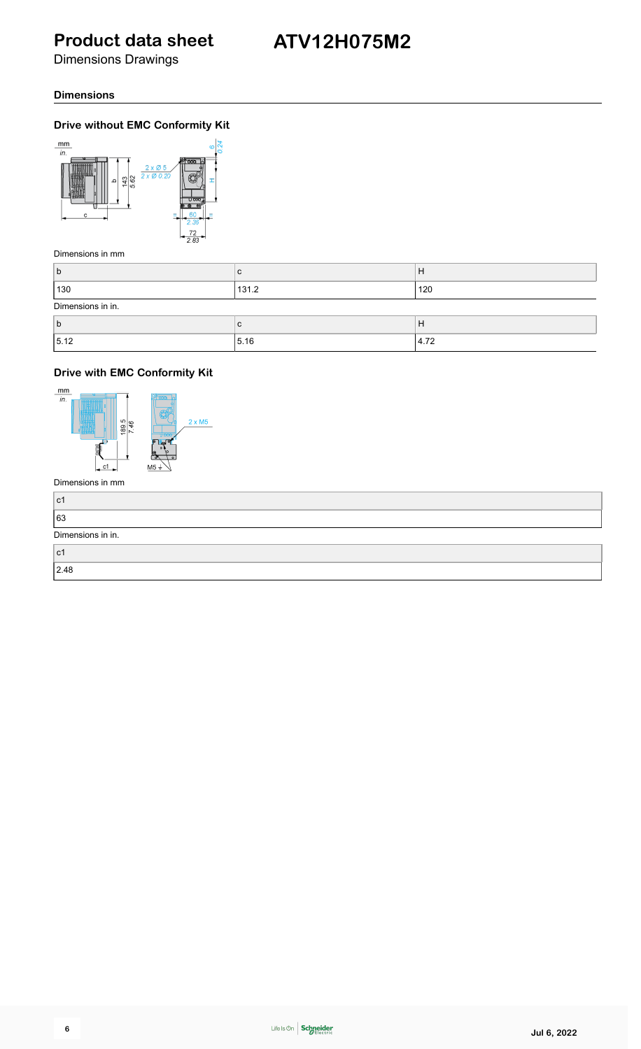# Product data sheet

## ATV12H075M2

Dimensions Drawings

### Dimensions

#### Drive without EMC Conformity Kit

Dimensions in mm

| b | c | H |
| --- | --- | --- |
| 130 | 131.2 | 120 |

Dimensions in in.

| b | c | H |
| --- | --- | --- |
| 5.12 | 5.16 | 4.72 |

#### Drive with EMC Conformity Kit

Dimensions in mm

| c1 |
| --- |
| 63 |

Dimensions in in.

| c1 |
| --- |
| 2.48 |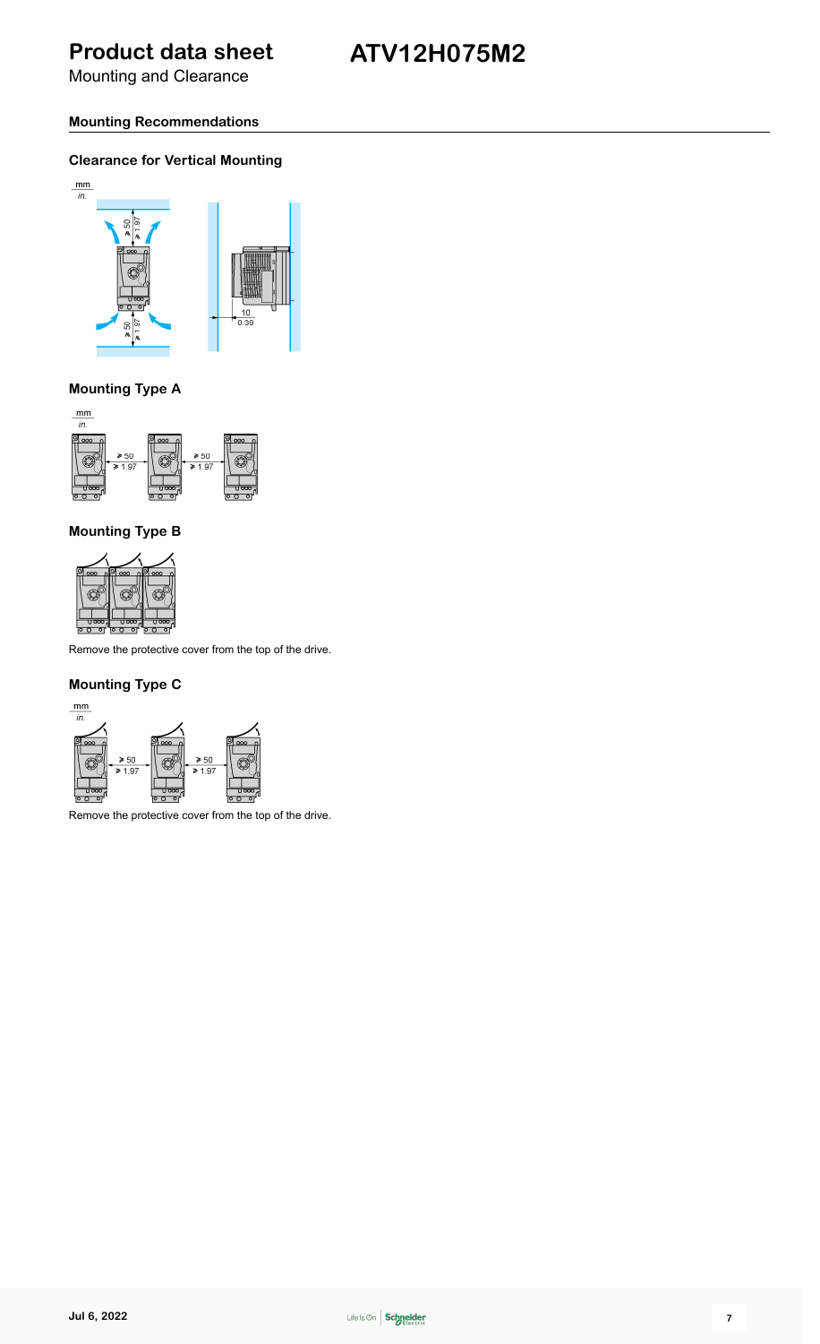# Product data sheet

Mounting and Clearance

## ATV12H075M2

### Mounting Recommendations

#### Clearance for Vertical Mounting

mm
in.

≥ 50
≥ 1.97

≥ 50
≥ 1.97

10
0.39

#### Mounting Type A

mm
in.

≥ 50
≥ 1.97

≥ 50
≥ 1.97

#### Mounting Type B

Remove the protective cover from the top of the drive.

#### Mounting Type C

mm
in.

≥ 50
≥ 1.97

≥ 50
≥ 1.97

Remove the protective cover from the top of the drive.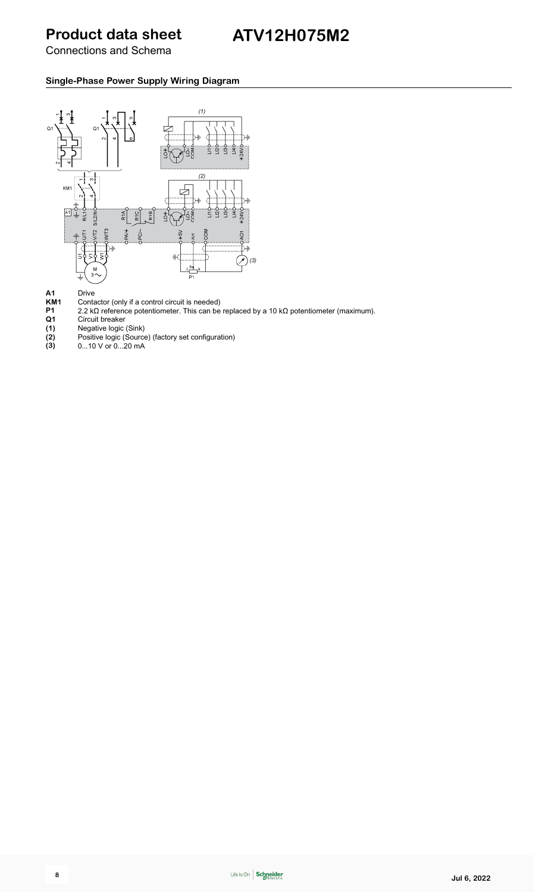# Product data sheet ATV12H075M2

Connections and Schema

## Single-Phase Power Supply Wiring Diagram

**A1** Drive

**KM1** Contactor (only if a control circuit is needed)

**P1** 2.2 kΩ reference potentiometer. This can be replaced by a 10 kΩ potentiometer (maximum).

**Q1** Circuit breaker

**(1)** Negative logic (Sink)

**(2)** Positive logic (Source) (factory set configuration)

**(3)** 0...10 V or 0...20 mA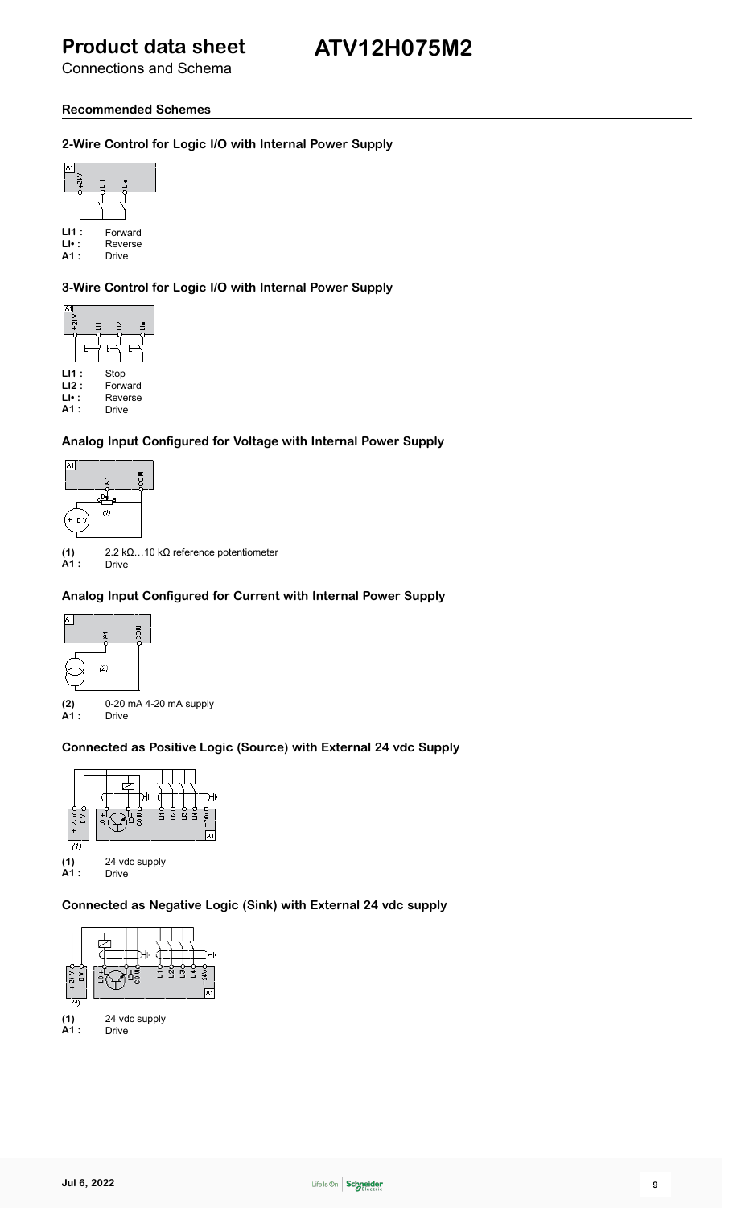# Product data sheet

Connections and Schema

## ATV12H075M2

### Recommended Schemes

#### 2-Wire Control for Logic I/O with Internal Power Supply

**LI1 :** Forward
**LI• :** Reverse
**A1 :** Drive

#### 3-Wire Control for Logic I/O with Internal Power Supply

**LI1 :** Stop
**LI2 :** Forward
**LI• :** Reverse
**A1 :** Drive

#### Analog Input Configured for Voltage with Internal Power Supply

**(1)** 2.2 kΩ…10 kΩ reference potentiometer
**A1 :** Drive

#### Analog Input Configured for Current with Internal Power Supply

**(2)** 0-20 mA 4-20 mA supply
**A1 :** Drive

#### Connected as Positive Logic (Source) with External 24 vdc Supply

**(1)** 24 vdc supply
**A1 :** Drive

#### Connected as Negative Logic (Sink) with External 24 vdc supply

**(1)** 24 vdc supply
**A1 :** Drive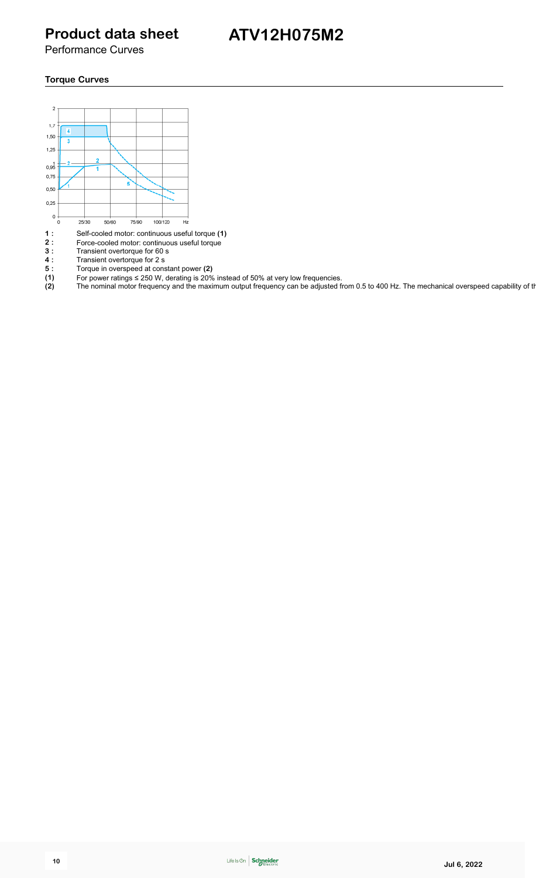# Product data sheet

Performance Curves

# ATV12H075M2

### Torque Curves

2
1,7
1,50
1,25
1
0,95
0,75
0,50
0,25
0
0 25/30 50/60 75/90 100/120 Hz

1 2 3 4 5

**1 :** Self-cooled motor: continuous useful torque **(1)**
**2 :** Force-cooled motor: continuous useful torque
**3 :** Transient overtorque for 60 s
**4 :** Transient overtorque for 2 s
**5 :** Torque in overspeed at constant power **(2)**
**(1)** For power ratings ≤ 250 W, derating is 20% instead of 50% at very low frequencies.
**(2)** The nominal motor frequency and the maximum output frequency can be adjusted from 0.5 to 400 Hz. The mechanical overspeed capability of th